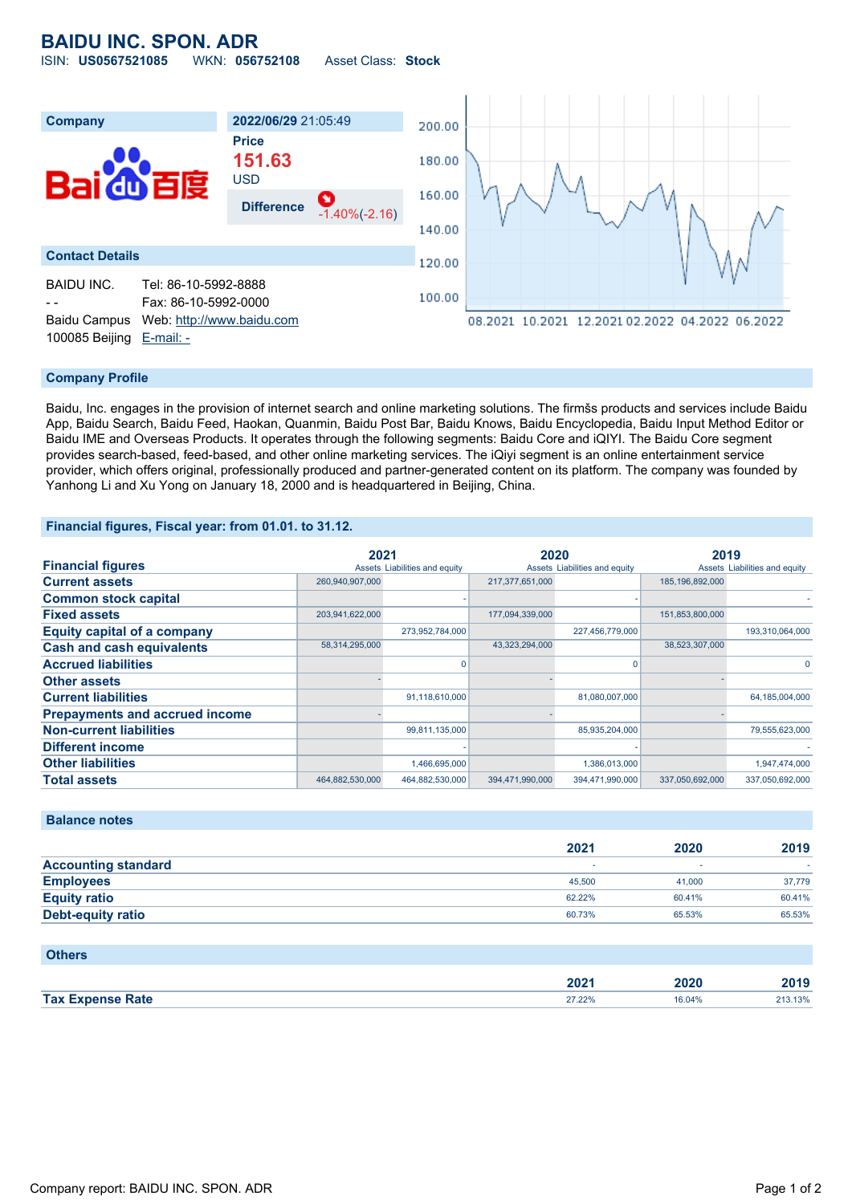# BAIDU INC. SPON. ADR

ISIN: **US0567521085** WKN: **056752108** Asset Class: **Stock**

| Company | 2022/06/29 21:05:49 |
|---|---|
| | Price **151.63** USD |
| | Difference -1.40%(-2.16) |

## Contact Details

BAIDU INC.
- -
Baidu Campus
100085 Beijing

Tel: 86-10-5992-8888
Fax: 86-10-5992-0000
Web: http://www.baidu.com
E-mail: -

## Company Profile

Baidu, Inc. engages in the provision of internet search and online marketing solutions. The firmšs products and services include Baidu App, Baidu Search, Baidu Feed, Haokan, Quanmin, Baidu Post Bar, Baidu Knows, Baidu Encyclopedia, Baidu Input Method Editor or Baidu IME and Overseas Products. It operates through the following segments: Baidu Core and iQIYI. The Baidu Core segment provides search-based, feed-based, and other online marketing services. The iQiyi segment is an online entertainment service provider, which offers original, professionally produced and partner-generated content on its platform. The company was founded by Yanhong Li and Xu Yong on January 18, 2000 and is headquartered in Beijing, China.

## Financial figures, Fiscal year: from 01.01. to 31.12.

| Financial figures | 2021 Assets | 2021 Liabilities and equity | 2020 Assets | 2020 Liabilities and equity | 2019 Assets | 2019 Liabilities and equity |
|---|---|---|---|---|---|---|
| Current assets | 260,940,907,000 | | 217,377,651,000 | | 185,196,892,000 | |
| Common stock capital | | - | | - | | - |
| Fixed assets | 203,941,622,000 | | 177,094,339,000 | | 151,853,800,000 | |
| Equity capital of a company | | 273,952,784,000 | | 227,456,779,000 | | 193,310,064,000 |
| Cash and cash equivalents | 58,314,295,000 | | 43,323,294,000 | | 38,523,307,000 | |
| Accrued liabilities | | 0 | | 0 | | 0 |
| Other assets | - | | - | | - | |
| Current liabilities | | 91,118,610,000 | | 81,080,007,000 | | 64,185,004,000 |
| Prepayments and accrued income | - | | - | | - | |
| Non-current liabilities | | 99,811,135,000 | | 85,935,204,000 | | 79,555,623,000 |
| Different income | | - | | - | | - |
| Other liabilities | | 1,466,695,000 | | 1,386,013,000 | | 1,947,474,000 |
| Total assets | 464,882,530,000 | 464,882,530,000 | 394,471,990,000 | 394,471,990,000 | 337,050,692,000 | 337,050,692,000 |

## Balance notes

| | 2021 | 2020 | 2019 |
|---|---|---|---|
| Accounting standard | - | - | - |
| Employees | 45,500 | 41,000 | 37,779 |
| Equity ratio | 62.22% | 60.41% | 60.41% |
| Debt-equity ratio | 60.73% | 65.53% | 65.53% |

## Others

| | 2021 | 2020 | 2019 |
|---|---|---|---|
| Tax Expense Rate | 27.22% | 16.04% | 213.13% |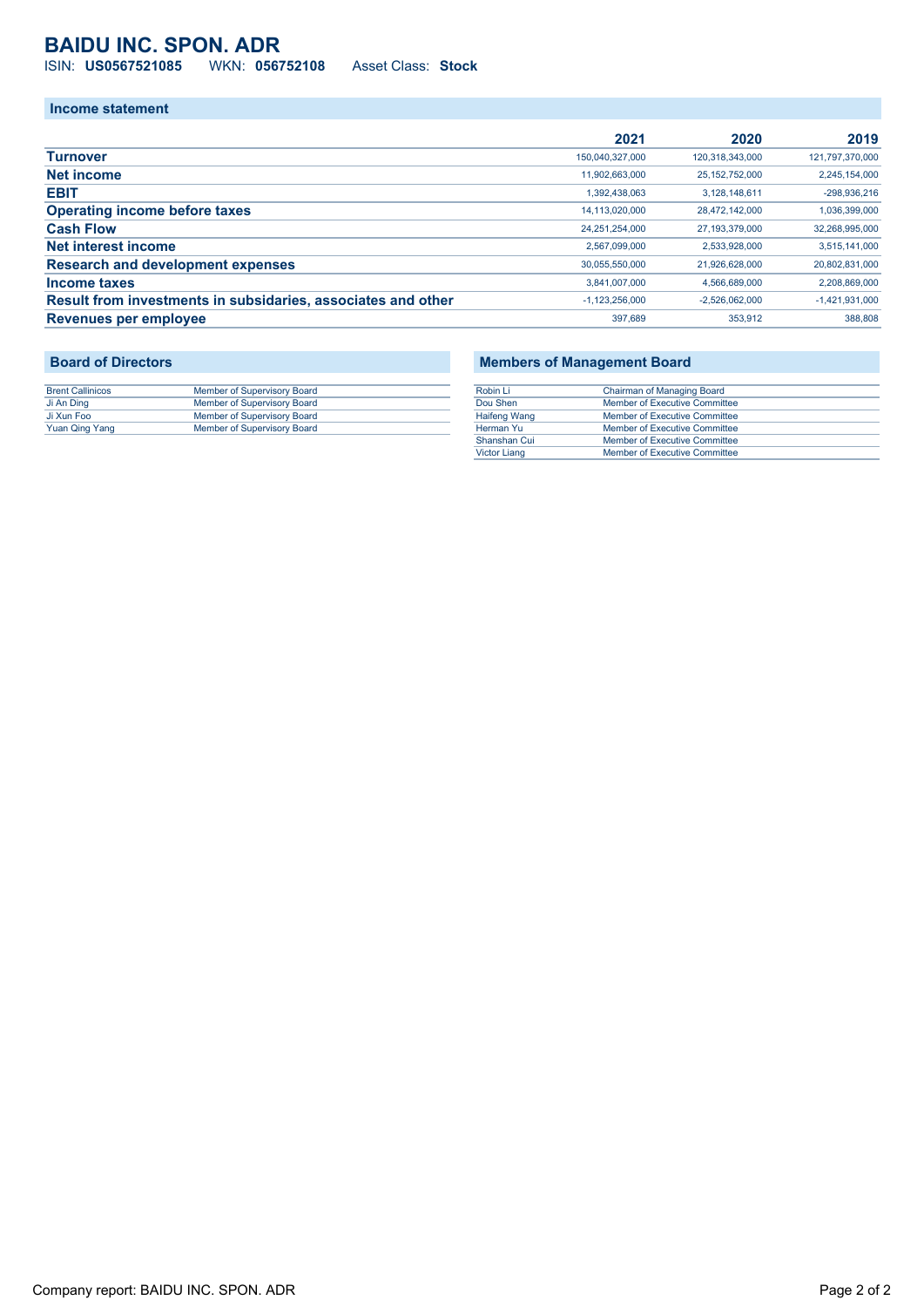# BAIDU INC. SPON. ADR

ISIN: **US0567521085** WKN: **056752108** Asset Class: **Stock**

## Income statement

| | 2021 | 2020 | 2019 |
|---|---|---|---|
| **Turnover** | 150,040,327,000 | 120,318,343,000 | 121,797,370,000 |
| **Net income** | 11,902,663,000 | 25,152,752,000 | 2,245,154,000 |
| **EBIT** | 1,392,438,063 | 3,128,148,611 | -298,936,216 |
| **Operating income before taxes** | 14,113,020,000 | 28,472,142,000 | 1,036,399,000 |
| **Cash Flow** | 24,251,254,000 | 27,193,379,000 | 32,268,995,000 |
| **Net interest income** | 2,567,099,000 | 2,533,928,000 | 3,515,141,000 |
| **Research and development expenses** | 30,055,550,000 | 21,926,628,000 | 20,802,831,000 |
| **Income taxes** | 3,841,007,000 | 4,566,689,000 | 2,208,869,000 |
| **Result from investments in subsidaries, associates and other** | -1,123,256,000 | -2,526,062,000 | -1,421,931,000 |
| **Revenues per employee** | 397,689 | 353,912 | 388,808 |

## Board of Directors

| | |
|---|---|
| Brent Callinicos | Member of Supervisory Board |
| Ji An Ding | Member of Supervisory Board |
| Ji Xun Foo | Member of Supervisory Board |
| Yuan Qing Yang | Member of Supervisory Board |

## Members of Management Board

| | |
|---|---|
| Robin Li | Chairman of Managing Board |
| Dou Shen | Member of Executive Committee |
| Haifeng Wang | Member of Executive Committee |
| Herman Yu | Member of Executive Committee |
| Shanshan Cui | Member of Executive Committee |
| Victor Liang | Member of Executive Committee |